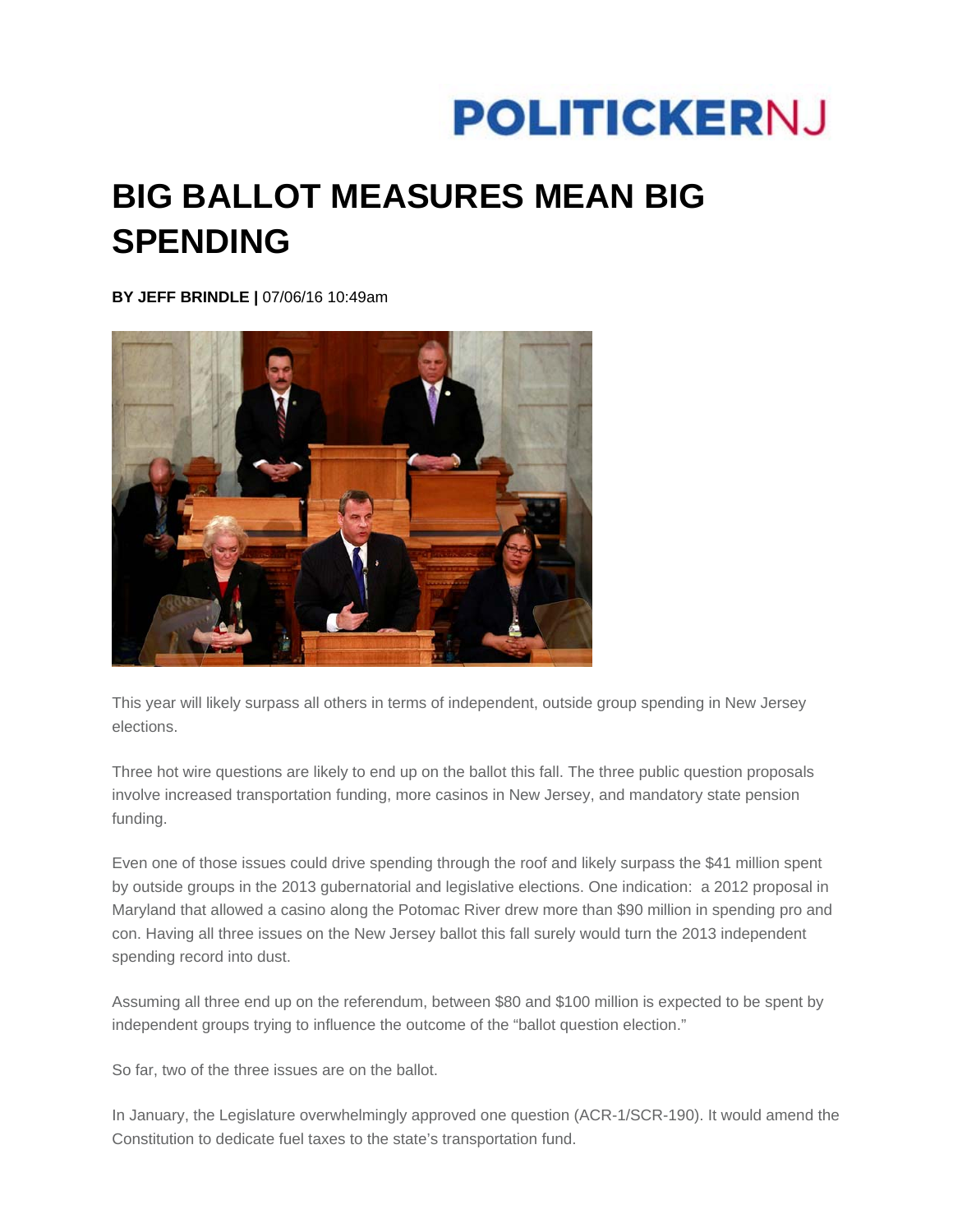POLITICKERNJ

# BIG BALLOT MEASURES MEAN BIG SPENDING

**BY JEFF BRINDLE |** 07/06/16 10:49am

This year will likely surpass all others in terms of independent, outside group spending in New Jersey elections.

Three hot wire questions are likely to end up on the ballot this fall. The three public question proposals involve increased transportation funding, more casinos in New Jersey, and mandatory state pension funding.

Even one of those issues could drive spending through the roof and likely surpass the $41 million spent by outside groups in the 2013 gubernatorial and legislative elections. One indication: a 2012 proposal in Maryland that allowed a casino along the Potomac River drew more than $90 million in spending pro and con. Having all three issues on the New Jersey ballot this fall surely would turn the 2013 independent spending record into dust.

Assuming all three end up on the referendum, between $80 and $100 million is expected to be spent by independent groups trying to influence the outcome of the "ballot question election."

So far, two of the three issues are on the ballot.

In January, the Legislature overwhelmingly approved one question (ACR-1/SCR-190). It would amend the Constitution to dedicate fuel taxes to the state's transportation fund.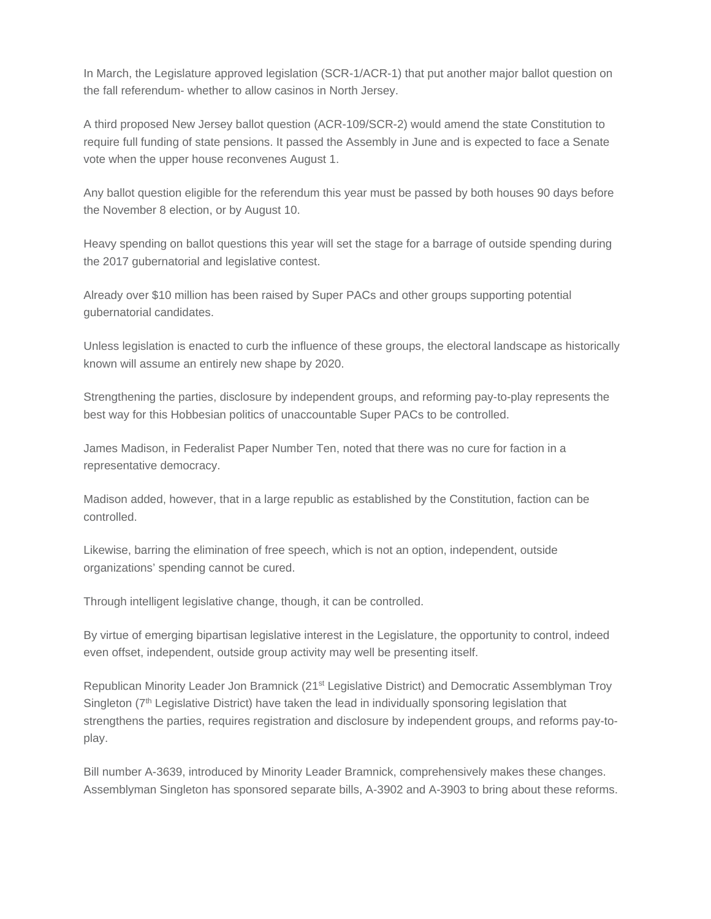In March, the Legislature approved legislation (SCR-1/ACR-1) that put another major ballot question on the fall referendum- whether to allow casinos in North Jersey.

A third proposed New Jersey ballot question (ACR-109/SCR-2) would amend the state Constitution to require full funding of state pensions. It passed the Assembly in June and is expected to face a Senate vote when the upper house reconvenes August 1.

Any ballot question eligible for the referendum this year must be passed by both houses 90 days before the November 8 election, or by August 10.

Heavy spending on ballot questions this year will set the stage for a barrage of outside spending during the 2017 gubernatorial and legislative contest.

Already over $10 million has been raised by Super PACs and other groups supporting potential gubernatorial candidates.

Unless legislation is enacted to curb the influence of these groups, the electoral landscape as historically known will assume an entirely new shape by 2020.

Strengthening the parties, disclosure by independent groups, and reforming pay-to-play represents the best way for this Hobbesian politics of unaccountable Super PACs to be controlled.

James Madison, in Federalist Paper Number Ten, noted that there was no cure for faction in a representative democracy.

Madison added, however, that in a large republic as established by the Constitution, faction can be controlled.

Likewise, barring the elimination of free speech, which is not an option, independent, outside organizations' spending cannot be cured.

Through intelligent legislative change, though, it can be controlled.

By virtue of emerging bipartisan legislative interest in the Legislature, the opportunity to control, indeed even offset, independent, outside group activity may well be presenting itself.

Republican Minority Leader Jon Bramnick (21st Legislative District) and Democratic Assemblyman Troy Singleton (7th Legislative District) have taken the lead in individually sponsoring legislation that strengthens the parties, requires registration and disclosure by independent groups, and reforms pay-to-play.

Bill number A-3639, introduced by Minority Leader Bramnick, comprehensively makes these changes. Assemblyman Singleton has sponsored separate bills, A-3902 and A-3903 to bring about these reforms.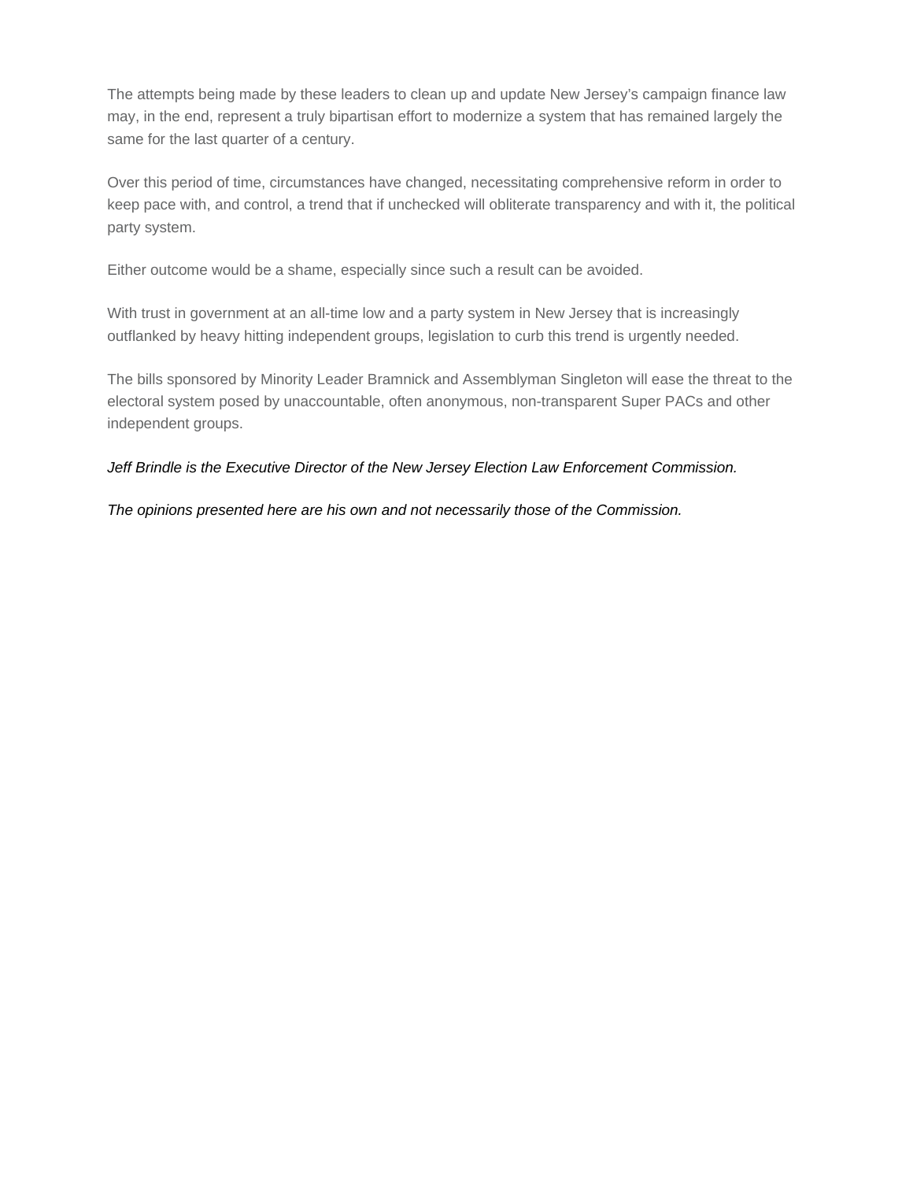The attempts being made by these leaders to clean up and update New Jersey's campaign finance law may, in the end, represent a truly bipartisan effort to modernize a system that has remained largely the same for the last quarter of a century.

Over this period of time, circumstances have changed, necessitating comprehensive reform in order to keep pace with, and control, a trend that if unchecked will obliterate transparency and with it, the political party system.

Either outcome would be a shame, especially since such a result can be avoided.

With trust in government at an all-time low and a party system in New Jersey that is increasingly outflanked by heavy hitting independent groups, legislation to curb this trend is urgently needed.

The bills sponsored by Minority Leader Bramnick and Assemblyman Singleton will ease the threat to the electoral system posed by unaccountable, often anonymous, non-transparent Super PACs and other independent groups.

*Jeff Brindle is the Executive Director of the New Jersey Election Law Enforcement Commission.*

*The opinions presented here are his own and not necessarily those of the Commission.*